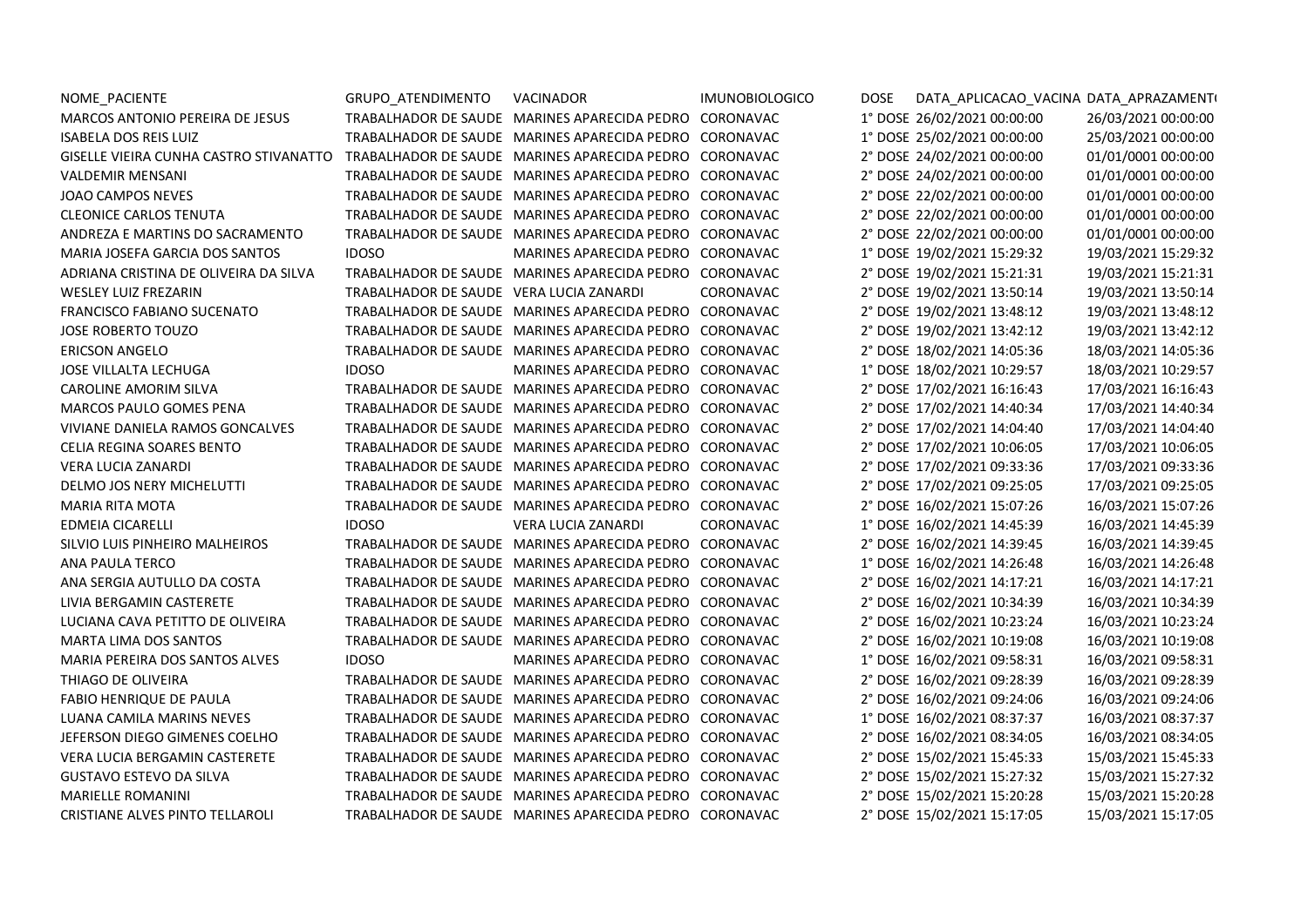| NOME_PACIENTE | GRUPO_ATENDIMENTO | VACINADOR | IMUNOBIOLOGICO | DOSE | DATA_APLICACAO_VACINA | DATA_APRAZAMENT( |
|---|---|---|---|---|---|---|
| MARCOS ANTONIO PEREIRA DE JESUS | TRABALHADOR DE SAUDE | MARINES APARECIDA PEDRO | CORONAVAC | 1° DOSE | 26/02/2021 00:00:00 | 26/03/2021 00:00:00 |
| ISABELA DOS REIS LUIZ | TRABALHADOR DE SAUDE | MARINES APARECIDA PEDRO | CORONAVAC | 1° DOSE | 25/02/2021 00:00:00 | 25/03/2021 00:00:00 |
| GISELLE VIEIRA CUNHA CASTRO STIVANATTO | TRABALHADOR DE SAUDE | MARINES APARECIDA PEDRO | CORONAVAC | 2° DOSE | 24/02/2021 00:00:00 | 01/01/0001 00:00:00 |
| VALDEMIR MENSANI | TRABALHADOR DE SAUDE | MARINES APARECIDA PEDRO | CORONAVAC | 2° DOSE | 24/02/2021 00:00:00 | 01/01/0001 00:00:00 |
| JOAO CAMPOS NEVES | TRABALHADOR DE SAUDE | MARINES APARECIDA PEDRO | CORONAVAC | 2° DOSE | 22/02/2021 00:00:00 | 01/01/0001 00:00:00 |
| CLEONICE CARLOS TENUTA | TRABALHADOR DE SAUDE | MARINES APARECIDA PEDRO | CORONAVAC | 2° DOSE | 22/02/2021 00:00:00 | 01/01/0001 00:00:00 |
| ANDREZA E MARTINS DO SACRAMENTO | TRABALHADOR DE SAUDE | MARINES APARECIDA PEDRO | CORONAVAC | 2° DOSE | 22/02/2021 00:00:00 | 01/01/0001 00:00:00 |
| MARIA JOSEFA GARCIA DOS SANTOS | IDOSO | MARINES APARECIDA PEDRO | CORONAVAC | 1° DOSE | 19/02/2021 15:29:32 | 19/03/2021 15:29:32 |
| ADRIANA CRISTINA DE OLIVEIRA DA SILVA | TRABALHADOR DE SAUDE | MARINES APARECIDA PEDRO | CORONAVAC | 2° DOSE | 19/02/2021 15:21:31 | 19/03/2021 15:21:31 |
| WESLEY LUIZ FREZARIN | TRABALHADOR DE SAUDE | VERA LUCIA ZANARDI | CORONAVAC | 2° DOSE | 19/02/2021 13:50:14 | 19/03/2021 13:50:14 |
| FRANCISCO FABIANO SUCENATO | TRABALHADOR DE SAUDE | MARINES APARECIDA PEDRO | CORONAVAC | 2° DOSE | 19/02/2021 13:48:12 | 19/03/2021 13:48:12 |
| JOSE ROBERTO TOUZO | TRABALHADOR DE SAUDE | MARINES APARECIDA PEDRO | CORONAVAC | 2° DOSE | 19/02/2021 13:42:12 | 19/03/2021 13:42:12 |
| ERICSON ANGELO | TRABALHADOR DE SAUDE | MARINES APARECIDA PEDRO | CORONAVAC | 2° DOSE | 18/02/2021 14:05:36 | 18/03/2021 14:05:36 |
| JOSE VILLALTA LECHUGA | IDOSO | MARINES APARECIDA PEDRO | CORONAVAC | 1° DOSE | 18/02/2021 10:29:57 | 18/03/2021 10:29:57 |
| CAROLINE AMORIM SILVA | TRABALHADOR DE SAUDE | MARINES APARECIDA PEDRO | CORONAVAC | 2° DOSE | 17/02/2021 16:16:43 | 17/03/2021 16:16:43 |
| MARCOS PAULO GOMES PENA | TRABALHADOR DE SAUDE | MARINES APARECIDA PEDRO | CORONAVAC | 2° DOSE | 17/02/2021 14:40:34 | 17/03/2021 14:40:34 |
| VIVIANE DANIELA RAMOS GONCALVES | TRABALHADOR DE SAUDE | MARINES APARECIDA PEDRO | CORONAVAC | 2° DOSE | 17/02/2021 14:04:40 | 17/03/2021 14:04:40 |
| CELIA REGINA SOARES BENTO | TRABALHADOR DE SAUDE | MARINES APARECIDA PEDRO | CORONAVAC | 2° DOSE | 17/02/2021 10:06:05 | 17/03/2021 10:06:05 |
| VERA LUCIA ZANARDI | TRABALHADOR DE SAUDE | MARINES APARECIDA PEDRO | CORONAVAC | 2° DOSE | 17/02/2021 09:33:36 | 17/03/2021 09:33:36 |
| DELMO JOS NERY MICHELUTTI | TRABALHADOR DE SAUDE | MARINES APARECIDA PEDRO | CORONAVAC | 2° DOSE | 17/02/2021 09:25:05 | 17/03/2021 09:25:05 |
| MARIA RITA MOTA | TRABALHADOR DE SAUDE | MARINES APARECIDA PEDRO | CORONAVAC | 2° DOSE | 16/02/2021 15:07:26 | 16/03/2021 15:07:26 |
| EDMEIA CICARELLI | IDOSO | VERA LUCIA ZANARDI | CORONAVAC | 1° DOSE | 16/02/2021 14:45:39 | 16/03/2021 14:45:39 |
| SILVIO LUIS PINHEIRO MALHEIROS | TRABALHADOR DE SAUDE | MARINES APARECIDA PEDRO | CORONAVAC | 2° DOSE | 16/02/2021 14:39:45 | 16/03/2021 14:39:45 |
| ANA PAULA TERCO | TRABALHADOR DE SAUDE | MARINES APARECIDA PEDRO | CORONAVAC | 1° DOSE | 16/02/2021 14:26:48 | 16/03/2021 14:26:48 |
| ANA SERGIA AUTULLO DA COSTA | TRABALHADOR DE SAUDE | MARINES APARECIDA PEDRO | CORONAVAC | 2° DOSE | 16/02/2021 14:17:21 | 16/03/2021 14:17:21 |
| LIVIA BERGAMIN CASTERETE | TRABALHADOR DE SAUDE | MARINES APARECIDA PEDRO | CORONAVAC | 2° DOSE | 16/02/2021 10:34:39 | 16/03/2021 10:34:39 |
| LUCIANA CAVA PETITTO DE OLIVEIRA | TRABALHADOR DE SAUDE | MARINES APARECIDA PEDRO | CORONAVAC | 2° DOSE | 16/02/2021 10:23:24 | 16/03/2021 10:23:24 |
| MARTA LIMA DOS SANTOS | TRABALHADOR DE SAUDE | MARINES APARECIDA PEDRO | CORONAVAC | 2° DOSE | 16/02/2021 10:19:08 | 16/03/2021 10:19:08 |
| MARIA PEREIRA DOS SANTOS ALVES | IDOSO | MARINES APARECIDA PEDRO | CORONAVAC | 1° DOSE | 16/02/2021 09:58:31 | 16/03/2021 09:58:31 |
| THIAGO DE OLIVEIRA | TRABALHADOR DE SAUDE | MARINES APARECIDA PEDRO | CORONAVAC | 2° DOSE | 16/02/2021 09:28:39 | 16/03/2021 09:28:39 |
| FABIO HENRIQUE DE PAULA | TRABALHADOR DE SAUDE | MARINES APARECIDA PEDRO | CORONAVAC | 2° DOSE | 16/02/2021 09:24:06 | 16/03/2021 09:24:06 |
| LUANA CAMILA MARINS NEVES | TRABALHADOR DE SAUDE | MARINES APARECIDA PEDRO | CORONAVAC | 1° DOSE | 16/02/2021 08:37:37 | 16/03/2021 08:37:37 |
| JEFERSON DIEGO GIMENES COELHO | TRABALHADOR DE SAUDE | MARINES APARECIDA PEDRO | CORONAVAC | 2° DOSE | 16/02/2021 08:34:05 | 16/03/2021 08:34:05 |
| VERA LUCIA BERGAMIN CASTERETE | TRABALHADOR DE SAUDE | MARINES APARECIDA PEDRO | CORONAVAC | 2° DOSE | 15/02/2021 15:45:33 | 15/03/2021 15:45:33 |
| GUSTAVO ESTEVO DA SILVA | TRABALHADOR DE SAUDE | MARINES APARECIDA PEDRO | CORONAVAC | 2° DOSE | 15/02/2021 15:27:32 | 15/03/2021 15:27:32 |
| MARIELLE ROMANINI | TRABALHADOR DE SAUDE | MARINES APARECIDA PEDRO | CORONAVAC | 2° DOSE | 15/02/2021 15:20:28 | 15/03/2021 15:20:28 |
| CRISTIANE ALVES PINTO TELLAROLI | TRABALHADOR DE SAUDE | MARINES APARECIDA PEDRO | CORONAVAC | 2° DOSE | 15/02/2021 15:17:05 | 15/03/2021 15:17:05 |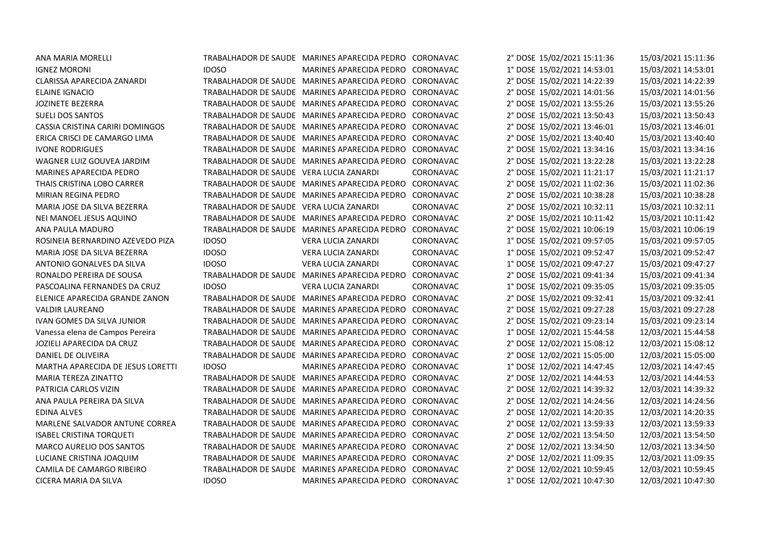| | | | | | | |
|---|---|---|---|---|---|---|
| ANA MARIA MORELLI | TRABALHADOR DE SAUDE | MARINES APARECIDA PEDRO | CORONAVAC | 2° DOSE | 15/02/2021 15:11:36 | 15/03/2021 15:11:36 |
| IGNEZ MORONI | IDOSO | MARINES APARECIDA PEDRO | CORONAVAC | 1° DOSE | 15/02/2021 14:53:01 | 15/03/2021 14:53:01 |
| CLARISSA APARECIDA ZANARDI | TRABALHADOR DE SAUDE | MARINES APARECIDA PEDRO | CORONAVAC | 2° DOSE | 15/02/2021 14:22:39 | 15/03/2021 14:22:39 |
| ELAINE IGNACIO | TRABALHADOR DE SAUDE | MARINES APARECIDA PEDRO | CORONAVAC | 2° DOSE | 15/02/2021 14:01:56 | 15/03/2021 14:01:56 |
| JOZINETE BEZERRA | TRABALHADOR DE SAUDE | MARINES APARECIDA PEDRO | CORONAVAC | 2° DOSE | 15/02/2021 13:55:26 | 15/03/2021 13:55:26 |
| SUELI DOS SANTOS | TRABALHADOR DE SAUDE | MARINES APARECIDA PEDRO | CORONAVAC | 2° DOSE | 15/02/2021 13:50:43 | 15/03/2021 13:50:43 |
| CASSIA CRISTINA CARIRI DOMINGOS | TRABALHADOR DE SAUDE | MARINES APARECIDA PEDRO | CORONAVAC | 2° DOSE | 15/02/2021 13:46:01 | 15/03/2021 13:46:01 |
| ERICA CRISCI DE CAMARGO LIMA | TRABALHADOR DE SAUDE | MARINES APARECIDA PEDRO | CORONAVAC | 2° DOSE | 15/02/2021 13:40:40 | 15/03/2021 13:40:40 |
| IVONE RODRIGUES | TRABALHADOR DE SAUDE | MARINES APARECIDA PEDRO | CORONAVAC | 2° DOSE | 15/02/2021 13:34:16 | 15/03/2021 13:34:16 |
| WAGNER LUIZ GOUVEA JARDIM | TRABALHADOR DE SAUDE | MARINES APARECIDA PEDRO | CORONAVAC | 2° DOSE | 15/02/2021 13:22:28 | 15/03/2021 13:22:28 |
| MARINES APARECIDA PEDRO | TRABALHADOR DE SAUDE | VERA LUCIA ZANARDI | CORONAVAC | 2° DOSE | 15/02/2021 11:21:17 | 15/03/2021 11:21:17 |
| THAIS CRISTINA LOBO CARRER | TRABALHADOR DE SAUDE | MARINES APARECIDA PEDRO | CORONAVAC | 2° DOSE | 15/02/2021 11:02:36 | 15/03/2021 11:02:36 |
| MIRIAN REGINA PEDRO | TRABALHADOR DE SAUDE | MARINES APARECIDA PEDRO | CORONAVAC | 2° DOSE | 15/02/2021 10:38:28 | 15/03/2021 10:38:28 |
| MARIA JOSE DA SILVA BEZERRA | TRABALHADOR DE SAUDE | VERA LUCIA ZANARDI | CORONAVAC | 2° DOSE | 15/02/2021 10:32:11 | 15/03/2021 10:32:11 |
| NEI MANOEL JESUS AQUINO | TRABALHADOR DE SAUDE | MARINES APARECIDA PEDRO | CORONAVAC | 2° DOSE | 15/02/2021 10:11:42 | 15/03/2021 10:11:42 |
| ANA PAULA MADURO | TRABALHADOR DE SAUDE | MARINES APARECIDA PEDRO | CORONAVAC | 2° DOSE | 15/02/2021 10:06:19 | 15/03/2021 10:06:19 |
| ROSINEIA BERNARDINO AZEVEDO PIZA | IDOSO | VERA LUCIA ZANARDI | CORONAVAC | 1° DOSE | 15/02/2021 09:57:05 | 15/03/2021 09:57:05 |
| MARIA JOSE DA SILVA BEZERRA | IDOSO | VERA LUCIA ZANARDI | CORONAVAC | 1° DOSE | 15/02/2021 09:52:47 | 15/03/2021 09:52:47 |
| ANTONIO GONALVES DA SILVA | IDOSO | VERA LUCIA ZANARDI | CORONAVAC | 1° DOSE | 15/02/2021 09:47:27 | 15/03/2021 09:47:27 |
| RONALDO PEREIRA DE SOUSA | TRABALHADOR DE SAUDE | MARINES APARECIDA PEDRO | CORONAVAC | 2° DOSE | 15/02/2021 09:41:34 | 15/03/2021 09:41:34 |
| PASCOALINA FERNANDES DA CRUZ | IDOSO | VERA LUCIA ZANARDI | CORONAVAC | 1° DOSE | 15/02/2021 09:35:05 | 15/03/2021 09:35:05 |
| ELENICE APARECIDA GRANDE ZANON | TRABALHADOR DE SAUDE | MARINES APARECIDA PEDRO | CORONAVAC | 2° DOSE | 15/02/2021 09:32:41 | 15/03/2021 09:32:41 |
| VALDIR LAUREANO | TRABALHADOR DE SAUDE | MARINES APARECIDA PEDRO | CORONAVAC | 2° DOSE | 15/02/2021 09:27:28 | 15/03/2021 09:27:28 |
| IVAN GOMES DA SILVA JUNIOR | TRABALHADOR DE SAUDE | MARINES APARECIDA PEDRO | CORONAVAC | 2° DOSE | 15/02/2021 09:23:14 | 15/03/2021 09:23:14 |
| Vanessa elena de Campos Pereira | TRABALHADOR DE SAUDE | MARINES APARECIDA PEDRO | CORONAVAC | 1° DOSE | 12/02/2021 15:44:58 | 12/03/2021 15:44:58 |
| JOZIELI APARECIDA DA CRUZ | TRABALHADOR DE SAUDE | MARINES APARECIDA PEDRO | CORONAVAC | 2° DOSE | 12/02/2021 15:08:12 | 12/03/2021 15:08:12 |
| DANIEL DE OLIVEIRA | TRABALHADOR DE SAUDE | MARINES APARECIDA PEDRO | CORONAVAC | 2° DOSE | 12/02/2021 15:05:00 | 12/03/2021 15:05:00 |
| MARTHA APARECIDA DE JESUS LORETTI | IDOSO | MARINES APARECIDA PEDRO | CORONAVAC | 1° DOSE | 12/02/2021 14:47:45 | 12/03/2021 14:47:45 |
| MARIA TEREZA ZINATTO | TRABALHADOR DE SAUDE | MARINES APARECIDA PEDRO | CORONAVAC | 2° DOSE | 12/02/2021 14:44:53 | 12/03/2021 14:44:53 |
| PATRICIA CARLOS VIZIN | TRABALHADOR DE SAUDE | MARINES APARECIDA PEDRO | CORONAVAC | 2° DOSE | 12/02/2021 14:39:32 | 12/03/2021 14:39:32 |
| ANA PAULA PEREIRA DA SILVA | TRABALHADOR DE SAUDE | MARINES APARECIDA PEDRO | CORONAVAC | 2° DOSE | 12/02/2021 14:24:56 | 12/03/2021 14:24:56 |
| EDINA ALVES | TRABALHADOR DE SAUDE | MARINES APARECIDA PEDRO | CORONAVAC | 2° DOSE | 12/02/2021 14:20:35 | 12/03/2021 14:20:35 |
| MARLENE SALVADOR ANTUNE CORREA | TRABALHADOR DE SAUDE | MARINES APARECIDA PEDRO | CORONAVAC | 2° DOSE | 12/02/2021 13:59:33 | 12/03/2021 13:59:33 |
| ISABEL CRISTINA TORQUETI | TRABALHADOR DE SAUDE | MARINES APARECIDA PEDRO | CORONAVAC | 2° DOSE | 12/02/2021 13:54:50 | 12/03/2021 13:54:50 |
| MARCO AURELIO DOS SANTOS | TRABALHADOR DE SAUDE | MARINES APARECIDA PEDRO | CORONAVAC | 2° DOSE | 12/02/2021 13:34:50 | 12/03/2021 13:34:50 |
| LUCIANE CRISTINA JOAQUIM | TRABALHADOR DE SAUDE | MARINES APARECIDA PEDRO | CORONAVAC | 2° DOSE | 12/02/2021 11:09:35 | 12/03/2021 11:09:35 |
| CAMILA DE CAMARGO RIBEIRO | TRABALHADOR DE SAUDE | MARINES APARECIDA PEDRO | CORONAVAC | 2° DOSE | 12/02/2021 10:59:45 | 12/03/2021 10:59:45 |
| CICERA MARIA DA SILVA | IDOSO | MARINES APARECIDA PEDRO | CORONAVAC | 1° DOSE | 12/02/2021 10:47:30 | 12/03/2021 10:47:30 |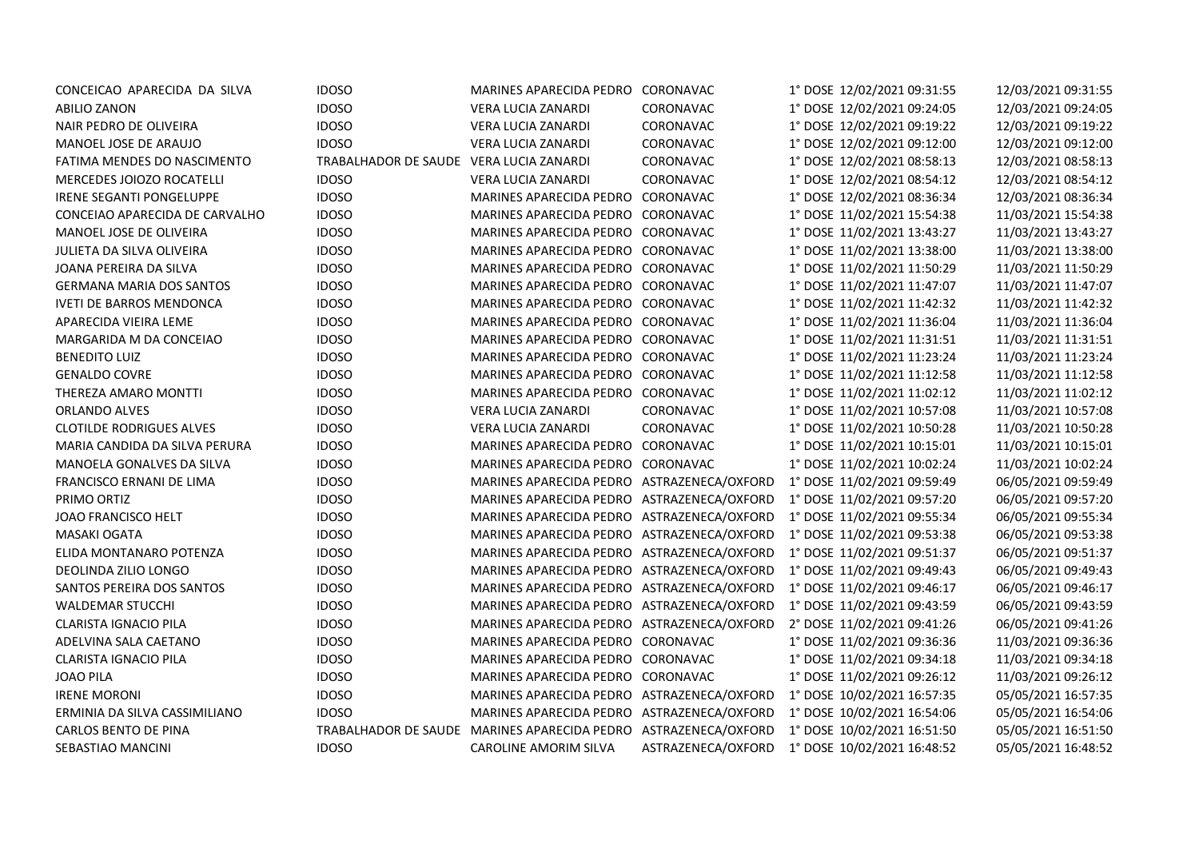| | | | | | |
|---|---|---|---|---|---|
| CONCEICAO APARECIDA DA SILVA | IDOSO | MARINES APARECIDA PEDRO | CORONAVAC | 1° DOSE 12/02/2021 09:31:55 | 12/03/2021 09:31:55 |
| ABILIO ZANON | IDOSO | VERA LUCIA ZANARDI | CORONAVAC | 1° DOSE 12/02/2021 09:24:05 | 12/03/2021 09:24:05 |
| NAIR PEDRO DE OLIVEIRA | IDOSO | VERA LUCIA ZANARDI | CORONAVAC | 1° DOSE 12/02/2021 09:19:22 | 12/03/2021 09:19:22 |
| MANOEL JOSE DE ARAUJO | IDOSO | VERA LUCIA ZANARDI | CORONAVAC | 1° DOSE 12/02/2021 09:12:00 | 12/03/2021 09:12:00 |
| FATIMA MENDES DO NASCIMENTO | TRABALHADOR DE SAUDE | VERA LUCIA ZANARDI | CORONAVAC | 1° DOSE 12/02/2021 08:58:13 | 12/03/2021 08:58:13 |
| MERCEDES JOIOZO ROCATELLI | IDOSO | VERA LUCIA ZANARDI | CORONAVAC | 1° DOSE 12/02/2021 08:54:12 | 12/03/2021 08:54:12 |
| IRENE SEGANTI PONGELUPPE | IDOSO | MARINES APARECIDA PEDRO | CORONAVAC | 1° DOSE 12/02/2021 08:36:34 | 12/03/2021 08:36:34 |
| CONCEIAO APARECIDA DE CARVALHO | IDOSO | MARINES APARECIDA PEDRO | CORONAVAC | 1° DOSE 11/02/2021 15:54:38 | 11/03/2021 15:54:38 |
| MANOEL JOSE DE OLIVEIRA | IDOSO | MARINES APARECIDA PEDRO | CORONAVAC | 1° DOSE 11/02/2021 13:43:27 | 11/03/2021 13:43:27 |
| JULIETA DA SILVA OLIVEIRA | IDOSO | MARINES APARECIDA PEDRO | CORONAVAC | 1° DOSE 11/02/2021 13:38:00 | 11/03/2021 13:38:00 |
| JOANA PEREIRA DA SILVA | IDOSO | MARINES APARECIDA PEDRO | CORONAVAC | 1° DOSE 11/02/2021 11:50:29 | 11/03/2021 11:50:29 |
| GERMANA MARIA DOS SANTOS | IDOSO | MARINES APARECIDA PEDRO | CORONAVAC | 1° DOSE 11/02/2021 11:47:07 | 11/03/2021 11:47:07 |
| IVETI DE BARROS MENDONCA | IDOSO | MARINES APARECIDA PEDRO | CORONAVAC | 1° DOSE 11/02/2021 11:42:32 | 11/03/2021 11:42:32 |
| APARECIDA VIEIRA LEME | IDOSO | MARINES APARECIDA PEDRO | CORONAVAC | 1° DOSE 11/02/2021 11:36:04 | 11/03/2021 11:36:04 |
| MARGARIDA M DA CONCEIAO | IDOSO | MARINES APARECIDA PEDRO | CORONAVAC | 1° DOSE 11/02/2021 11:31:51 | 11/03/2021 11:31:51 |
| BENEDITO LUIZ | IDOSO | MARINES APARECIDA PEDRO | CORONAVAC | 1° DOSE 11/02/2021 11:23:24 | 11/03/2021 11:23:24 |
| GENALDO COVRE | IDOSO | MARINES APARECIDA PEDRO | CORONAVAC | 1° DOSE 11/02/2021 11:12:58 | 11/03/2021 11:12:58 |
| THEREZA AMARO MONTTI | IDOSO | MARINES APARECIDA PEDRO | CORONAVAC | 1° DOSE 11/02/2021 11:02:12 | 11/03/2021 11:02:12 |
| ORLANDO ALVES | IDOSO | VERA LUCIA ZANARDI | CORONAVAC | 1° DOSE 11/02/2021 10:57:08 | 11/03/2021 10:57:08 |
| CLOTILDE RODRIGUES ALVES | IDOSO | VERA LUCIA ZANARDI | CORONAVAC | 1° DOSE 11/02/2021 10:50:28 | 11/03/2021 10:50:28 |
| MARIA CANDIDA DA SILVA PERURA | IDOSO | MARINES APARECIDA PEDRO | CORONAVAC | 1° DOSE 11/02/2021 10:15:01 | 11/03/2021 10:15:01 |
| MANOELA GONALVES DA SILVA | IDOSO | MARINES APARECIDA PEDRO | CORONAVAC | 1° DOSE 11/02/2021 10:02:24 | 11/03/2021 10:02:24 |
| FRANCISCO ERNANI DE LIMA | IDOSO | MARINES APARECIDA PEDRO | ASTRAZENECA/OXFORD | 1° DOSE 11/02/2021 09:59:49 | 06/05/2021 09:59:49 |
| PRIMO ORTIZ | IDOSO | MARINES APARECIDA PEDRO | ASTRAZENECA/OXFORD | 1° DOSE 11/02/2021 09:57:20 | 06/05/2021 09:57:20 |
| JOAO FRANCISCO HELT | IDOSO | MARINES APARECIDA PEDRO | ASTRAZENECA/OXFORD | 1° DOSE 11/02/2021 09:55:34 | 06/05/2021 09:55:34 |
| MASAKI OGATA | IDOSO | MARINES APARECIDA PEDRO | ASTRAZENECA/OXFORD | 1° DOSE 11/02/2021 09:53:38 | 06/05/2021 09:53:38 |
| ELIDA MONTANARO POTENZA | IDOSO | MARINES APARECIDA PEDRO | ASTRAZENECA/OXFORD | 1° DOSE 11/02/2021 09:51:37 | 06/05/2021 09:51:37 |
| DEOLINDA ZILIO LONGO | IDOSO | MARINES APARECIDA PEDRO | ASTRAZENECA/OXFORD | 1° DOSE 11/02/2021 09:49:43 | 06/05/2021 09:49:43 |
| SANTOS PEREIRA DOS SANTOS | IDOSO | MARINES APARECIDA PEDRO | ASTRAZENECA/OXFORD | 1° DOSE 11/02/2021 09:46:17 | 06/05/2021 09:46:17 |
| WALDEMAR STUCCHI | IDOSO | MARINES APARECIDA PEDRO | ASTRAZENECA/OXFORD | 1° DOSE 11/02/2021 09:43:59 | 06/05/2021 09:43:59 |
| CLARISTA IGNACIO PILA | IDOSO | MARINES APARECIDA PEDRO | ASTRAZENECA/OXFORD | 2° DOSE 11/02/2021 09:41:26 | 06/05/2021 09:41:26 |
| ADELVINA SALA CAETANO | IDOSO | MARINES APARECIDA PEDRO | CORONAVAC | 1° DOSE 11/02/2021 09:36:36 | 11/03/2021 09:36:36 |
| CLARISTA IGNACIO PILA | IDOSO | MARINES APARECIDA PEDRO | CORONAVAC | 1° DOSE 11/02/2021 09:34:18 | 11/03/2021 09:34:18 |
| JOAO PILA | IDOSO | MARINES APARECIDA PEDRO | CORONAVAC | 1° DOSE 11/02/2021 09:26:12 | 11/03/2021 09:26:12 |
| IRENE MORONI | IDOSO | MARINES APARECIDA PEDRO | ASTRAZENECA/OXFORD | 1° DOSE 10/02/2021 16:57:35 | 05/05/2021 16:57:35 |
| ERMINIA DA SILVA CASSIMILIANO | IDOSO | MARINES APARECIDA PEDRO | ASTRAZENECA/OXFORD | 1° DOSE 10/02/2021 16:54:06 | 05/05/2021 16:54:06 |
| CARLOS BENTO DE PINA | TRABALHADOR DE SAUDE | MARINES APARECIDA PEDRO | ASTRAZENECA/OXFORD | 1° DOSE 10/02/2021 16:51:50 | 05/05/2021 16:51:50 |
| SEBASTIAO MANCINI | IDOSO | CAROLINE AMORIM SILVA | ASTRAZENECA/OXFORD | 1° DOSE 10/02/2021 16:48:52 | 05/05/2021 16:48:52 |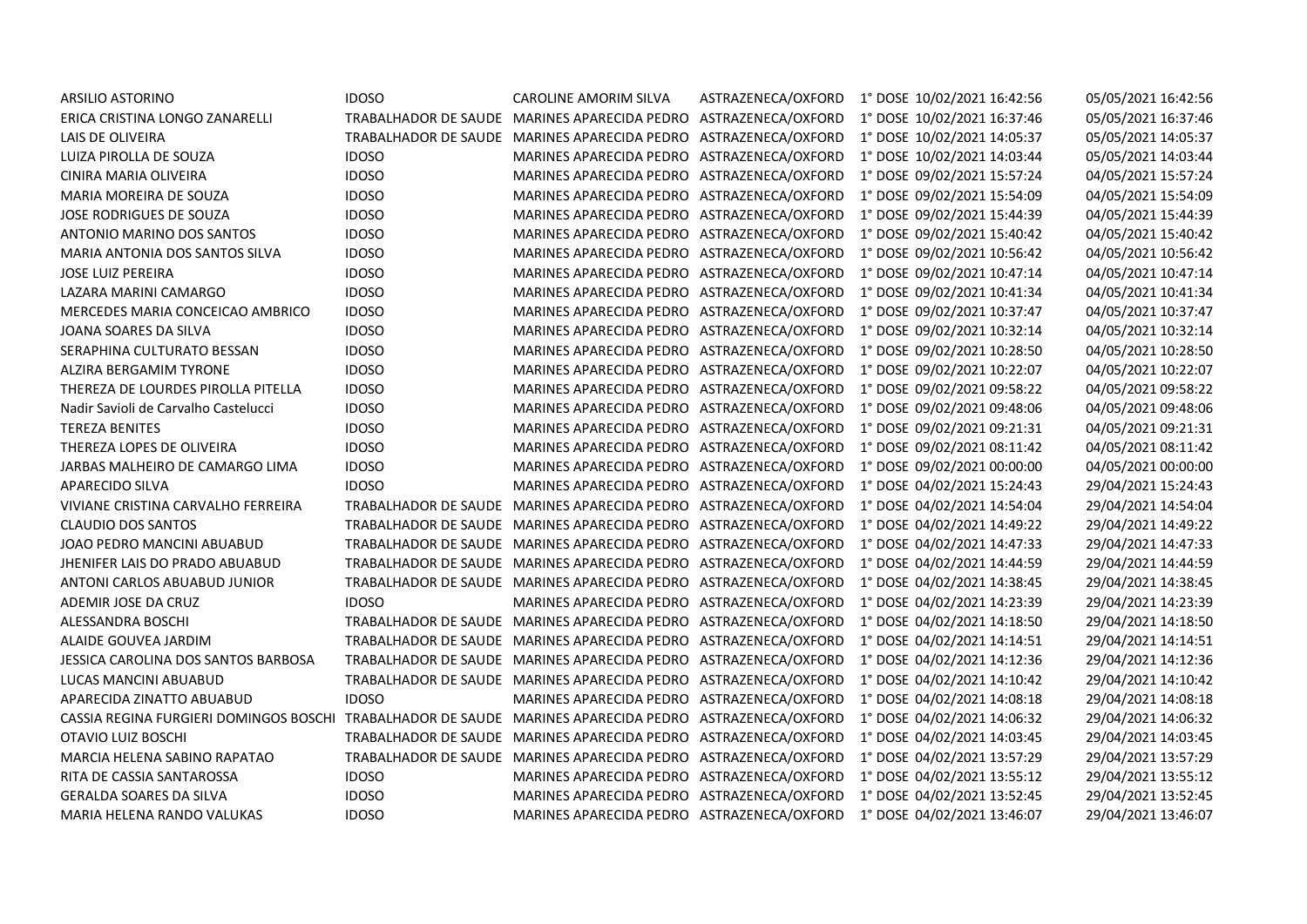| | | | | | |
|---|---|---|---|---|---|
| ARSILIO ASTORINO | IDOSO | CAROLINE AMORIM SILVA | ASTRAZENECA/OXFORD | 1° DOSE 10/02/2021 16:42:56 | 05/05/2021 16:42:56 |
| ERICA CRISTINA LONGO ZANARELLI | TRABALHADOR DE SAUDE | MARINES APARECIDA PEDRO | ASTRAZENECA/OXFORD | 1° DOSE 10/02/2021 16:37:46 | 05/05/2021 16:37:46 |
| LAIS DE OLIVEIRA | TRABALHADOR DE SAUDE | MARINES APARECIDA PEDRO | ASTRAZENECA/OXFORD | 1° DOSE 10/02/2021 14:05:37 | 05/05/2021 14:05:37 |
| LUIZA PIROLLA DE SOUZA | IDOSO | MARINES APARECIDA PEDRO | ASTRAZENECA/OXFORD | 1° DOSE 10/02/2021 14:03:44 | 05/05/2021 14:03:44 |
| CINIRA MARIA OLIVEIRA | IDOSO | MARINES APARECIDA PEDRO | ASTRAZENECA/OXFORD | 1° DOSE 09/02/2021 15:57:24 | 04/05/2021 15:57:24 |
| MARIA MOREIRA DE SOUZA | IDOSO | MARINES APARECIDA PEDRO | ASTRAZENECA/OXFORD | 1° DOSE 09/02/2021 15:54:09 | 04/05/2021 15:54:09 |
| JOSE RODRIGUES DE SOUZA | IDOSO | MARINES APARECIDA PEDRO | ASTRAZENECA/OXFORD | 1° DOSE 09/02/2021 15:44:39 | 04/05/2021 15:44:39 |
| ANTONIO MARINO DOS SANTOS | IDOSO | MARINES APARECIDA PEDRO | ASTRAZENECA/OXFORD | 1° DOSE 09/02/2021 15:40:42 | 04/05/2021 15:40:42 |
| MARIA ANTONIA DOS SANTOS SILVA | IDOSO | MARINES APARECIDA PEDRO | ASTRAZENECA/OXFORD | 1° DOSE 09/02/2021 10:56:42 | 04/05/2021 10:56:42 |
| JOSE LUIZ PEREIRA | IDOSO | MARINES APARECIDA PEDRO | ASTRAZENECA/OXFORD | 1° DOSE 09/02/2021 10:47:14 | 04/05/2021 10:47:14 |
| LAZARA MARINI CAMARGO | IDOSO | MARINES APARECIDA PEDRO | ASTRAZENECA/OXFORD | 1° DOSE 09/02/2021 10:41:34 | 04/05/2021 10:41:34 |
| MERCEDES MARIA CONCEICAO AMBRICO | IDOSO | MARINES APARECIDA PEDRO | ASTRAZENECA/OXFORD | 1° DOSE 09/02/2021 10:37:47 | 04/05/2021 10:37:47 |
| JOANA SOARES DA SILVA | IDOSO | MARINES APARECIDA PEDRO | ASTRAZENECA/OXFORD | 1° DOSE 09/02/2021 10:32:14 | 04/05/2021 10:32:14 |
| SERAPHINA CULTURATO BESSAN | IDOSO | MARINES APARECIDA PEDRO | ASTRAZENECA/OXFORD | 1° DOSE 09/02/2021 10:28:50 | 04/05/2021 10:28:50 |
| ALZIRA BERGAMIM TYRONE | IDOSO | MARINES APARECIDA PEDRO | ASTRAZENECA/OXFORD | 1° DOSE 09/02/2021 10:22:07 | 04/05/2021 10:22:07 |
| THEREZA DE LOURDES PIROLLA PITELLA | IDOSO | MARINES APARECIDA PEDRO | ASTRAZENECA/OXFORD | 1° DOSE 09/02/2021 09:58:22 | 04/05/2021 09:58:22 |
| Nadir Savioli de Carvalho Castelucci | IDOSO | MARINES APARECIDA PEDRO | ASTRAZENECA/OXFORD | 1° DOSE 09/02/2021 09:48:06 | 04/05/2021 09:48:06 |
| TEREZA BENITES | IDOSO | MARINES APARECIDA PEDRO | ASTRAZENECA/OXFORD | 1° DOSE 09/02/2021 09:21:31 | 04/05/2021 09:21:31 |
| THEREZA LOPES DE OLIVEIRA | IDOSO | MARINES APARECIDA PEDRO | ASTRAZENECA/OXFORD | 1° DOSE 09/02/2021 08:11:42 | 04/05/2021 08:11:42 |
| JARBAS MALHEIRO DE CAMARGO LIMA | IDOSO | MARINES APARECIDA PEDRO | ASTRAZENECA/OXFORD | 1° DOSE 09/02/2021 00:00:00 | 04/05/2021 00:00:00 |
| APARECIDO SILVA | IDOSO | MARINES APARECIDA PEDRO | ASTRAZENECA/OXFORD | 1° DOSE 04/02/2021 15:24:43 | 29/04/2021 15:24:43 |
| VIVIANE CRISTINA CARVALHO FERREIRA | TRABALHADOR DE SAUDE | MARINES APARECIDA PEDRO | ASTRAZENECA/OXFORD | 1° DOSE 04/02/2021 14:54:04 | 29/04/2021 14:54:04 |
| CLAUDIO DOS SANTOS | TRABALHADOR DE SAUDE | MARINES APARECIDA PEDRO | ASTRAZENECA/OXFORD | 1° DOSE 04/02/2021 14:49:22 | 29/04/2021 14:49:22 |
| JOAO PEDRO MANCINI ABUABUD | TRABALHADOR DE SAUDE | MARINES APARECIDA PEDRO | ASTRAZENECA/OXFORD | 1° DOSE 04/02/2021 14:47:33 | 29/04/2021 14:47:33 |
| JHENIFER LAIS DO PRADO ABUABUD | TRABALHADOR DE SAUDE | MARINES APARECIDA PEDRO | ASTRAZENECA/OXFORD | 1° DOSE 04/02/2021 14:44:59 | 29/04/2021 14:44:59 |
| ANTONI CARLOS ABUABUD JUNIOR | TRABALHADOR DE SAUDE | MARINES APARECIDA PEDRO | ASTRAZENECA/OXFORD | 1° DOSE 04/02/2021 14:38:45 | 29/04/2021 14:38:45 |
| ADEMIR JOSE DA CRUZ | IDOSO | MARINES APARECIDA PEDRO | ASTRAZENECA/OXFORD | 1° DOSE 04/02/2021 14:23:39 | 29/04/2021 14:23:39 |
| ALESSANDRA BOSCHI | TRABALHADOR DE SAUDE | MARINES APARECIDA PEDRO | ASTRAZENECA/OXFORD | 1° DOSE 04/02/2021 14:18:50 | 29/04/2021 14:18:50 |
| ALAIDE GOUVEA JARDIM | TRABALHADOR DE SAUDE | MARINES APARECIDA PEDRO | ASTRAZENECA/OXFORD | 1° DOSE 04/02/2021 14:14:51 | 29/04/2021 14:14:51 |
| JESSICA CAROLINA DOS SANTOS BARBOSA | TRABALHADOR DE SAUDE | MARINES APARECIDA PEDRO | ASTRAZENECA/OXFORD | 1° DOSE 04/02/2021 14:12:36 | 29/04/2021 14:12:36 |
| LUCAS MANCINI ABUABUD | TRABALHADOR DE SAUDE | MARINES APARECIDA PEDRO | ASTRAZENECA/OXFORD | 1° DOSE 04/02/2021 14:10:42 | 29/04/2021 14:10:42 |
| APARECIDA ZINATTO ABUABUD | IDOSO | MARINES APARECIDA PEDRO | ASTRAZENECA/OXFORD | 1° DOSE 04/02/2021 14:08:18 | 29/04/2021 14:08:18 |
| CASSIA REGINA FURGIERI DOMINGOS BOSCHI | TRABALHADOR DE SAUDE | MARINES APARECIDA PEDRO | ASTRAZENECA/OXFORD | 1° DOSE 04/02/2021 14:06:32 | 29/04/2021 14:06:32 |
| OTAVIO LUIZ BOSCHI | TRABALHADOR DE SAUDE | MARINES APARECIDA PEDRO | ASTRAZENECA/OXFORD | 1° DOSE 04/02/2021 14:03:45 | 29/04/2021 14:03:45 |
| MARCIA HELENA SABINO RAPATAO | TRABALHADOR DE SAUDE | MARINES APARECIDA PEDRO | ASTRAZENECA/OXFORD | 1° DOSE 04/02/2021 13:57:29 | 29/04/2021 13:57:29 |
| RITA DE CASSIA SANTAROSSA | IDOSO | MARINES APARECIDA PEDRO | ASTRAZENECA/OXFORD | 1° DOSE 04/02/2021 13:55:12 | 29/04/2021 13:55:12 |
| GERALDA SOARES DA SILVA | IDOSO | MARINES APARECIDA PEDRO | ASTRAZENECA/OXFORD | 1° DOSE 04/02/2021 13:52:45 | 29/04/2021 13:52:45 |
| MARIA HELENA RANDO VALUKAS | IDOSO | MARINES APARECIDA PEDRO | ASTRAZENECA/OXFORD | 1° DOSE 04/02/2021 13:46:07 | 29/04/2021 13:46:07 |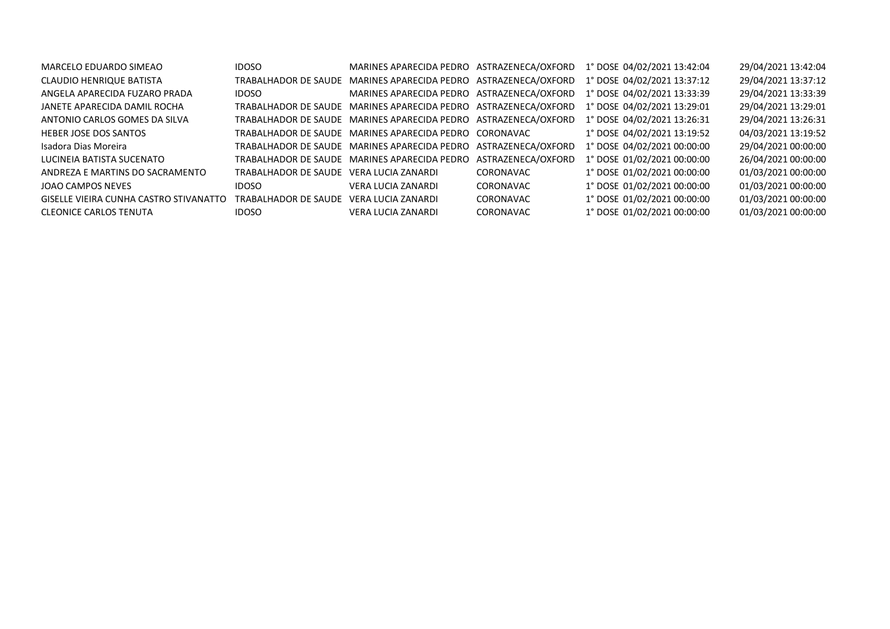| | | | | | | |
|---|---|---|---|---|---|---|
| MARCELO EDUARDO SIMEAO | IDOSO | MARINES APARECIDA PEDRO | ASTRAZENECA/OXFORD | 1° DOSE | 04/02/2021 13:42:04 | 29/04/2021 13:42:04 |
| CLAUDIO HENRIQUE BATISTA | TRABALHADOR DE SAUDE | MARINES APARECIDA PEDRO | ASTRAZENECA/OXFORD | 1° DOSE | 04/02/2021 13:37:12 | 29/04/2021 13:37:12 |
| ANGELA APARECIDA FUZARO PRADA | IDOSO | MARINES APARECIDA PEDRO | ASTRAZENECA/OXFORD | 1° DOSE | 04/02/2021 13:33:39 | 29/04/2021 13:33:39 |
| JANETE APARECIDA DAMIL ROCHA | TRABALHADOR DE SAUDE | MARINES APARECIDA PEDRO | ASTRAZENECA/OXFORD | 1° DOSE | 04/02/2021 13:29:01 | 29/04/2021 13:29:01 |
| ANTONIO CARLOS GOMES DA SILVA | TRABALHADOR DE SAUDE | MARINES APARECIDA PEDRO | ASTRAZENECA/OXFORD | 1° DOSE | 04/02/2021 13:26:31 | 29/04/2021 13:26:31 |
| HEBER JOSE DOS SANTOS | TRABALHADOR DE SAUDE | MARINES APARECIDA PEDRO | CORONAVAC | 1° DOSE | 04/02/2021 13:19:52 | 04/03/2021 13:19:52 |
| Isadora Dias Moreira | TRABALHADOR DE SAUDE | MARINES APARECIDA PEDRO | ASTRAZENECA/OXFORD | 1° DOSE | 04/02/2021 00:00:00 | 29/04/2021 00:00:00 |
| LUCINEIA BATISTA SUCENATO | TRABALHADOR DE SAUDE | MARINES APARECIDA PEDRO | ASTRAZENECA/OXFORD | 1° DOSE | 01/02/2021 00:00:00 | 26/04/2021 00:00:00 |
| ANDREZA E MARTINS DO SACRAMENTO | TRABALHADOR DE SAUDE | VERA LUCIA ZANARDI | CORONAVAC | 1° DOSE | 01/02/2021 00:00:00 | 01/03/2021 00:00:00 |
| JOAO CAMPOS NEVES | IDOSO | VERA LUCIA ZANARDI | CORONAVAC | 1° DOSE | 01/02/2021 00:00:00 | 01/03/2021 00:00:00 |
| GISELLE VIEIRA CUNHA CASTRO STIVANATTO | TRABALHADOR DE SAUDE | VERA LUCIA ZANARDI | CORONAVAC | 1° DOSE | 01/02/2021 00:00:00 | 01/03/2021 00:00:00 |
| CLEONICE CARLOS TENUTA | IDOSO | VERA LUCIA ZANARDI | CORONAVAC | 1° DOSE | 01/02/2021 00:00:00 | 01/03/2021 00:00:00 |